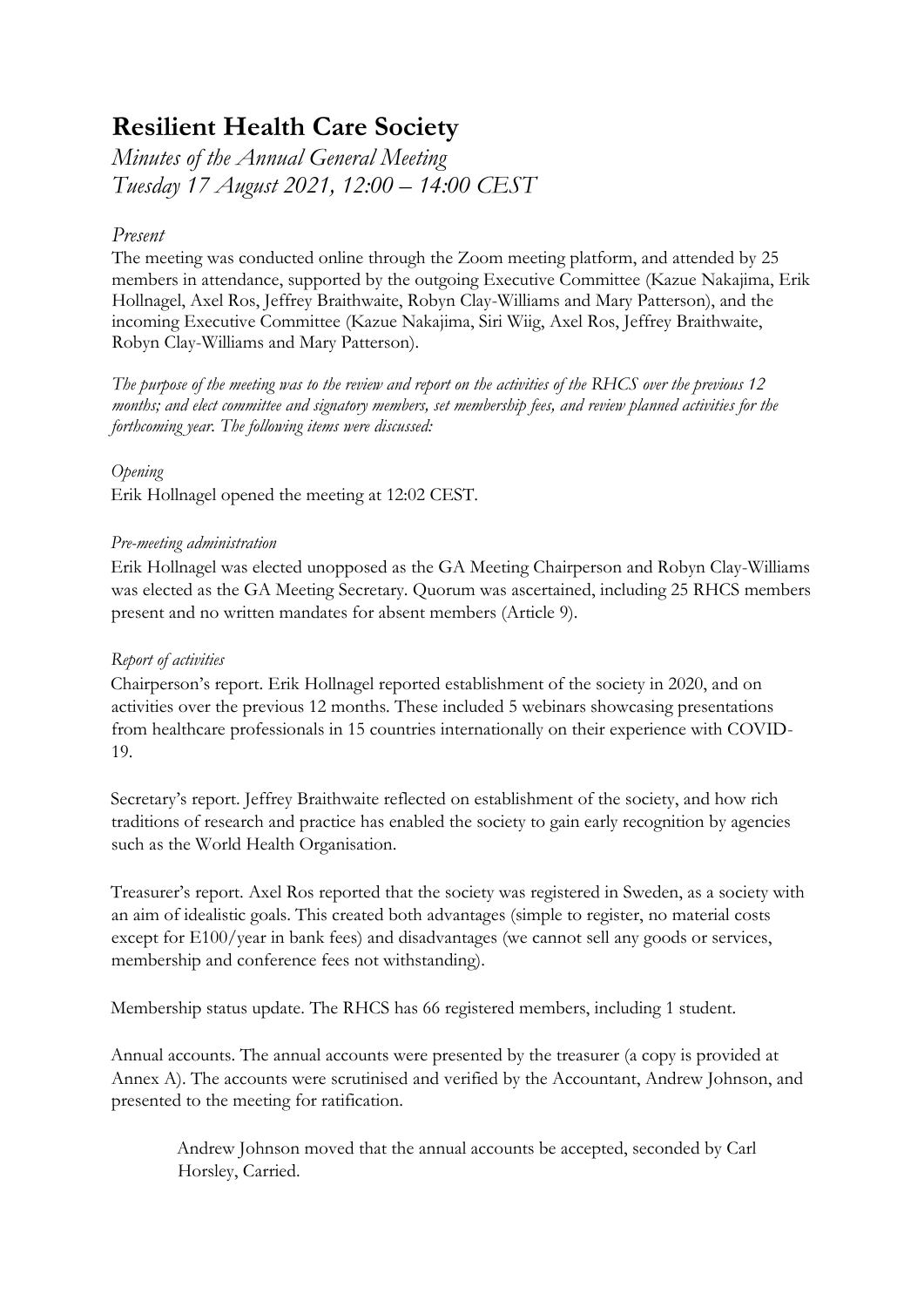# Resilient Health Care Society

*Minutes of the Annual General Meeting*
*Tuesday 17 August 2021, 12:00 – 14:00 CEST*

*Present*

The meeting was conducted online through the Zoom meeting platform, and attended by 25 members in attendance, supported by the outgoing Executive Committee (Kazue Nakajima, Erik Hollnagel, Axel Ros, Jeffrey Braithwaite, Robyn Clay-Williams and Mary Patterson), and the incoming Executive Committee (Kazue Nakajima, Siri Wiig, Axel Ros, Jeffrey Braithwaite, Robyn Clay-Williams and Mary Patterson).

*The purpose of the meeting was to the review and report on the activities of the RHCS over the previous 12 months; and elect committee and signatory members, set membership fees, and review planned activities for the forthcoming year. The following items were discussed:*

*Opening*

Erik Hollnagel opened the meeting at 12:02 CEST.

*Pre-meeting administration*

Erik Hollnagel was elected unopposed as the GA Meeting Chairperson and Robyn Clay-Williams was elected as the GA Meeting Secretary. Quorum was ascertained, including 25 RHCS members present and no written mandates for absent members (Article 9).

*Report of activities*

Chairperson's report. Erik Hollnagel reported establishment of the society in 2020, and on activities over the previous 12 months. These included 5 webinars showcasing presentations from healthcare professionals in 15 countries internationally on their experience with COVID-19.

Secretary's report. Jeffrey Braithwaite reflected on establishment of the society, and how rich traditions of research and practice has enabled the society to gain early recognition by agencies such as the World Health Organisation.

Treasurer's report. Axel Ros reported that the society was registered in Sweden, as a society with an aim of idealistic goals. This created both advantages (simple to register, no material costs except for E100/year in bank fees) and disadvantages (we cannot sell any goods or services, membership and conference fees not withstanding).

Membership status update. The RHCS has 66 registered members, including 1 student.

Annual accounts. The annual accounts were presented by the treasurer (a copy is provided at Annex A). The accounts were scrutinised and verified by the Accountant, Andrew Johnson, and presented to the meeting for ratification.

> Andrew Johnson moved that the annual accounts be accepted, seconded by Carl Horsley, Carried.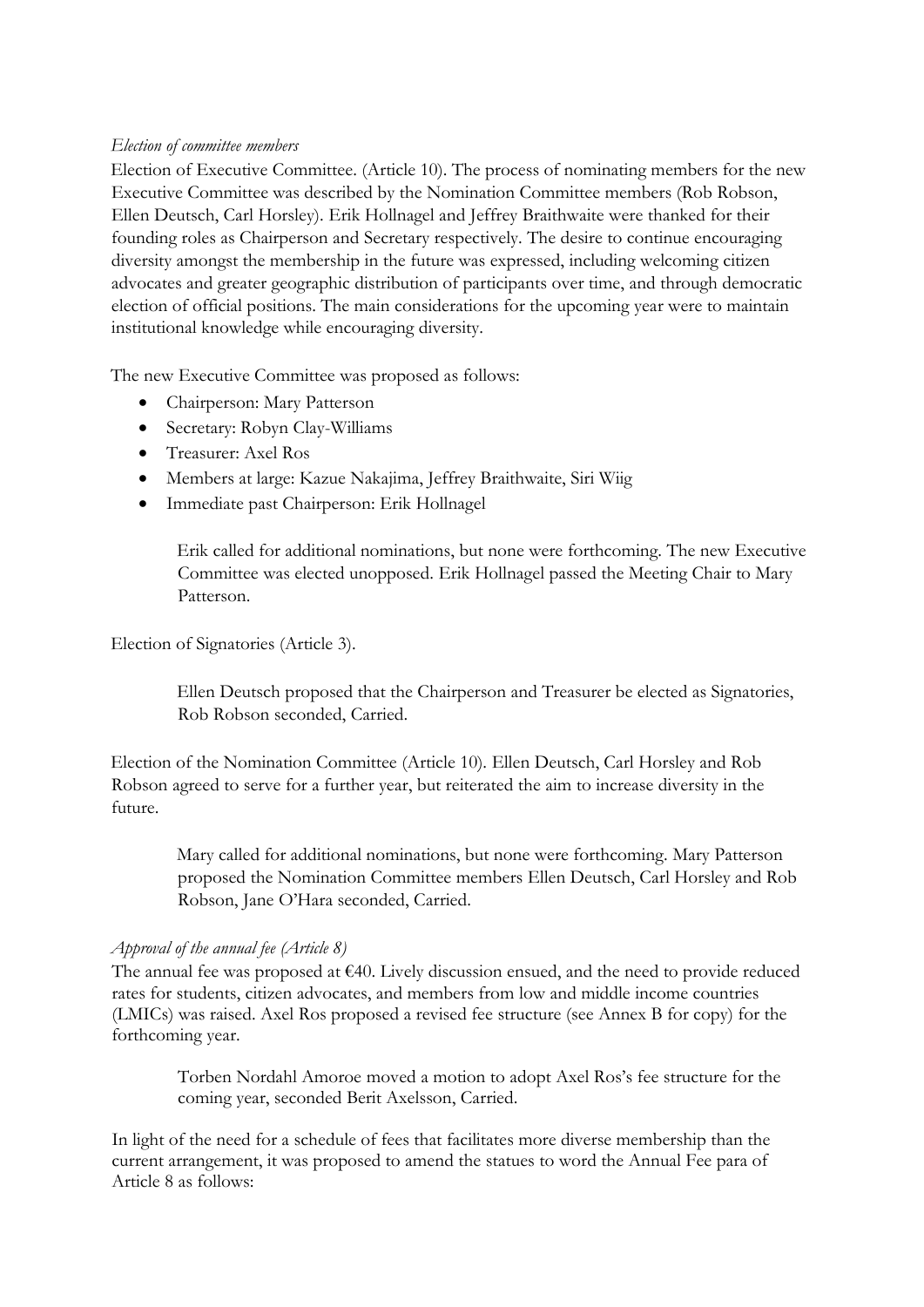*Election of committee members*

Election of Executive Committee. (Article 10). The process of nominating members for the new Executive Committee was described by the Nomination Committee members (Rob Robson, Ellen Deutsch, Carl Horsley). Erik Hollnagel and Jeffrey Braithwaite were thanked for their founding roles as Chairperson and Secretary respectively. The desire to continue encouraging diversity amongst the membership in the future was expressed, including welcoming citizen advocates and greater geographic distribution of participants over time, and through democratic election of official positions. The main considerations for the upcoming year were to maintain institutional knowledge while encouraging diversity.

The new Executive Committee was proposed as follows:

- Chairperson: Mary Patterson
- Secretary: Robyn Clay-Williams
- Treasurer: Axel Ros
- Members at large: Kazue Nakajima, Jeffrey Braithwaite, Siri Wiig
- Immediate past Chairperson: Erik Hollnagel

> Erik called for additional nominations, but none were forthcoming. The new Executive Committee was elected unopposed. Erik Hollnagel passed the Meeting Chair to Mary Patterson.

Election of Signatories (Article 3).

> Ellen Deutsch proposed that the Chairperson and Treasurer be elected as Signatories, Rob Robson seconded, Carried.

Election of the Nomination Committee (Article 10). Ellen Deutsch, Carl Horsley and Rob Robson agreed to serve for a further year, but reiterated the aim to increase diversity in the future.

> Mary called for additional nominations, but none were forthcoming. Mary Patterson proposed the Nomination Committee members Ellen Deutsch, Carl Horsley and Rob Robson, Jane O'Hara seconded, Carried.

*Approval of the annual fee (Article 8)*

The annual fee was proposed at €40. Lively discussion ensued, and the need to provide reduced rates for students, citizen advocates, and members from low and middle income countries (LMICs) was raised. Axel Ros proposed a revised fee structure (see Annex B for copy) for the forthcoming year.

> Torben Nordahl Amoroe moved a motion to adopt Axel Ros's fee structure for the coming year, seconded Berit Axelsson, Carried.

In light of the need for a schedule of fees that facilitates more diverse membership than the current arrangement, it was proposed to amend the statues to word the Annual Fee para of Article 8 as follows: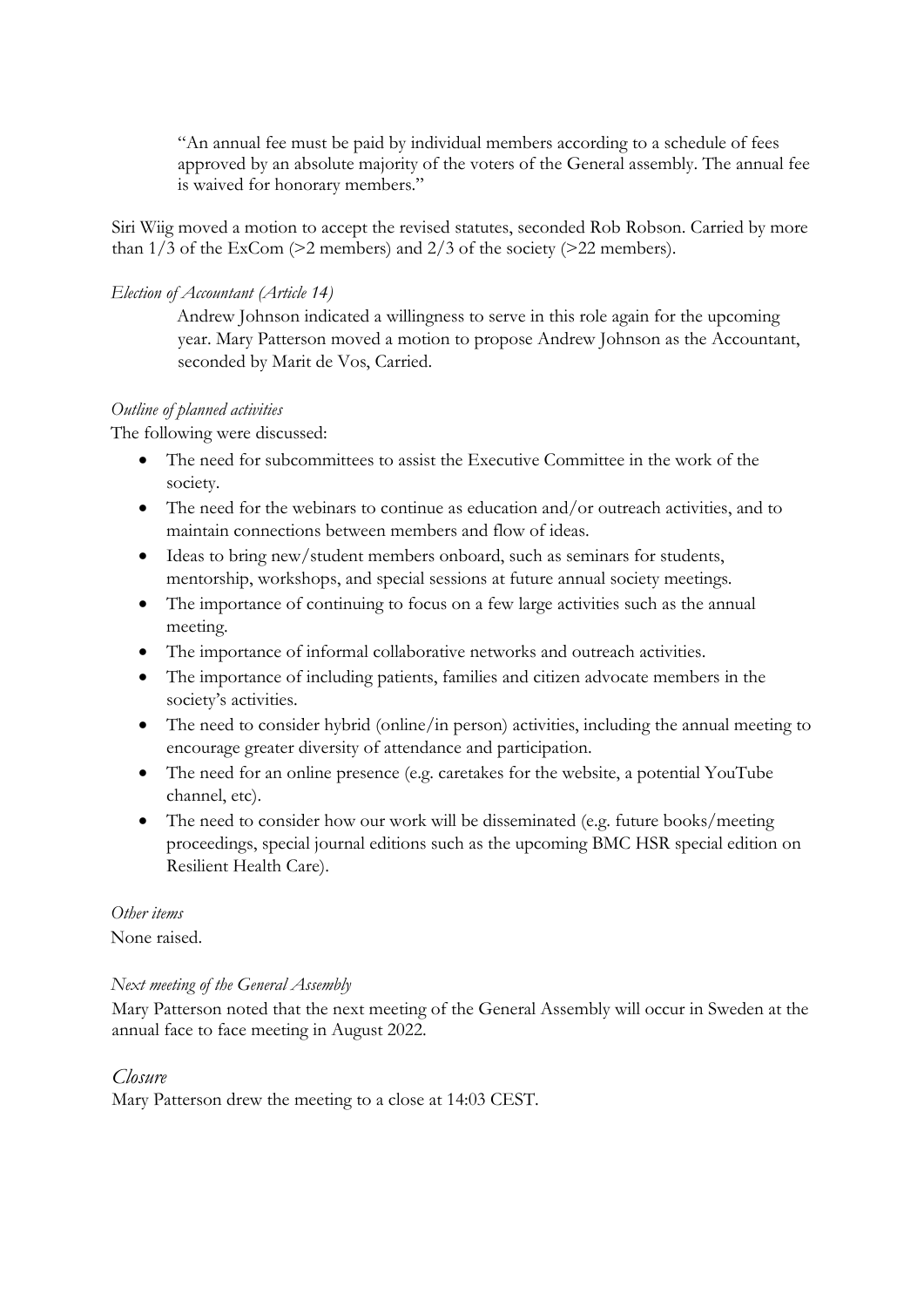> "An annual fee must be paid by individual members according to a schedule of fees approved by an absolute majority of the voters of the General assembly. The annual fee is waived for honorary members."

Siri Wiig moved a motion to accept the revised statutes, seconded Rob Robson. Carried by more than 1/3 of the ExCom (>2 members) and 2/3 of the society (>22 members).

*Election of Accountant (Article 14)*

Andrew Johnson indicated a willingness to serve in this role again for the upcoming year. Mary Patterson moved a motion to propose Andrew Johnson as the Accountant, seconded by Marit de Vos, Carried.

*Outline of planned activities*

The following were discussed:

- The need for subcommittees to assist the Executive Committee in the work of the society.
- The need for the webinars to continue as education and/or outreach activities, and to maintain connections between members and flow of ideas.
- Ideas to bring new/student members onboard, such as seminars for students, mentorship, workshops, and special sessions at future annual society meetings.
- The importance of continuing to focus on a few large activities such as the annual meeting.
- The importance of informal collaborative networks and outreach activities.
- The importance of including patients, families and citizen advocate members in the society's activities.
- The need to consider hybrid (online/in person) activities, including the annual meeting to encourage greater diversity of attendance and participation.
- The need for an online presence (e.g. caretakes for the website, a potential YouTube channel, etc).
- The need to consider how our work will be disseminated (e.g. future books/meeting proceedings, special journal editions such as the upcoming BMC HSR special edition on Resilient Health Care).

*Other items*

None raised.

*Next meeting of the General Assembly*

Mary Patterson noted that the next meeting of the General Assembly will occur in Sweden at the annual face to face meeting in August 2022.

## *Closure*

Mary Patterson drew the meeting to a close at 14:03 CEST.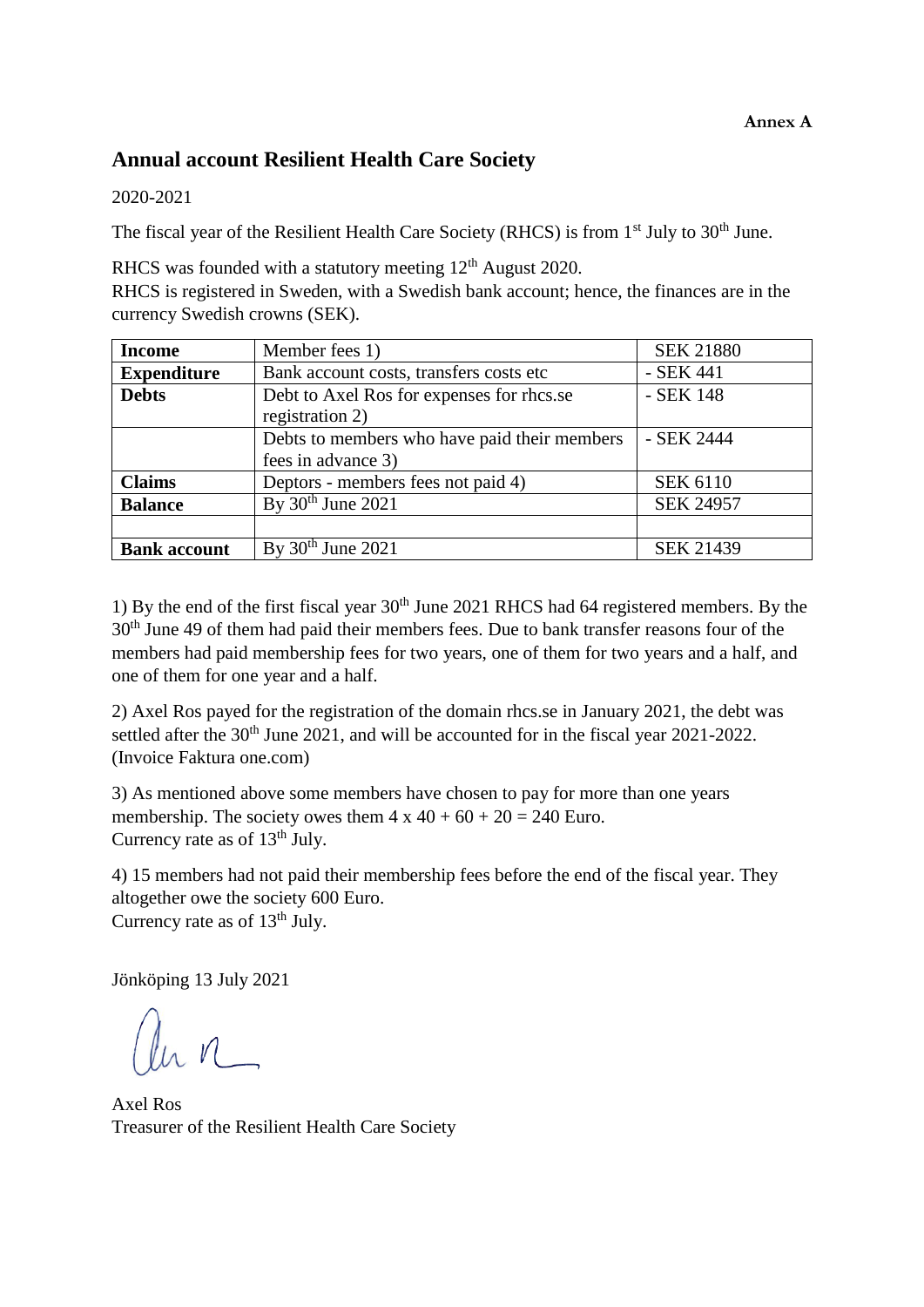**Annex A**

## Annual account Resilient Health Care Society

2020-2021

The fiscal year of the Resilient Health Care Society (RHCS) is from 1st July to 30th June.

RHCS was founded with a statutory meeting 12th August 2020.
RHCS is registered in Sweden, with a Swedish bank account; hence, the finances are in the currency Swedish crowns (SEK).

| **Income** | Member fees 1) | SEK 21880 |
|---|---|---|
| **Expenditure** | Bank account costs, transfers costs etc | - SEK 441 |
| **Debts** | Debt to Axel Ros for expenses for rhcs.se registration 2) | - SEK 148 |
| | Debts to members who have paid their members fees in advance 3) | - SEK 2444 |
| **Claims** | Deptors - members fees not paid 4) | SEK 6110 |
| **Balance** | By 30th June 2021 | SEK 24957 |
| | | |
| **Bank account** | By 30th June 2021 | SEK 21439 |

1) By the end of the first fiscal year 30th June 2021 RHCS had 64 registered members. By the 30th June 49 of them had paid their members fees. Due to bank transfer reasons four of the members had paid membership fees for two years, one of them for two years and a half, and one of them for one year and a half.

2) Axel Ros payed for the registration of the domain rhcs.se in January 2021, the debt was settled after the 30th June 2021, and will be accounted for in the fiscal year 2021-2022. (Invoice Faktura one.com)

3) As mentioned above some members have chosen to pay for more than one years membership. The society owes them 4 x 40 + 60 + 20 = 240 Euro.
Currency rate as of 13th July.

4) 15 members had not paid their membership fees before the end of the fiscal year. They altogether owe the society 600 Euro.
Currency rate as of 13th July.

Jönköping 13 July 2021

Axel Ros
Treasurer of the Resilient Health Care Society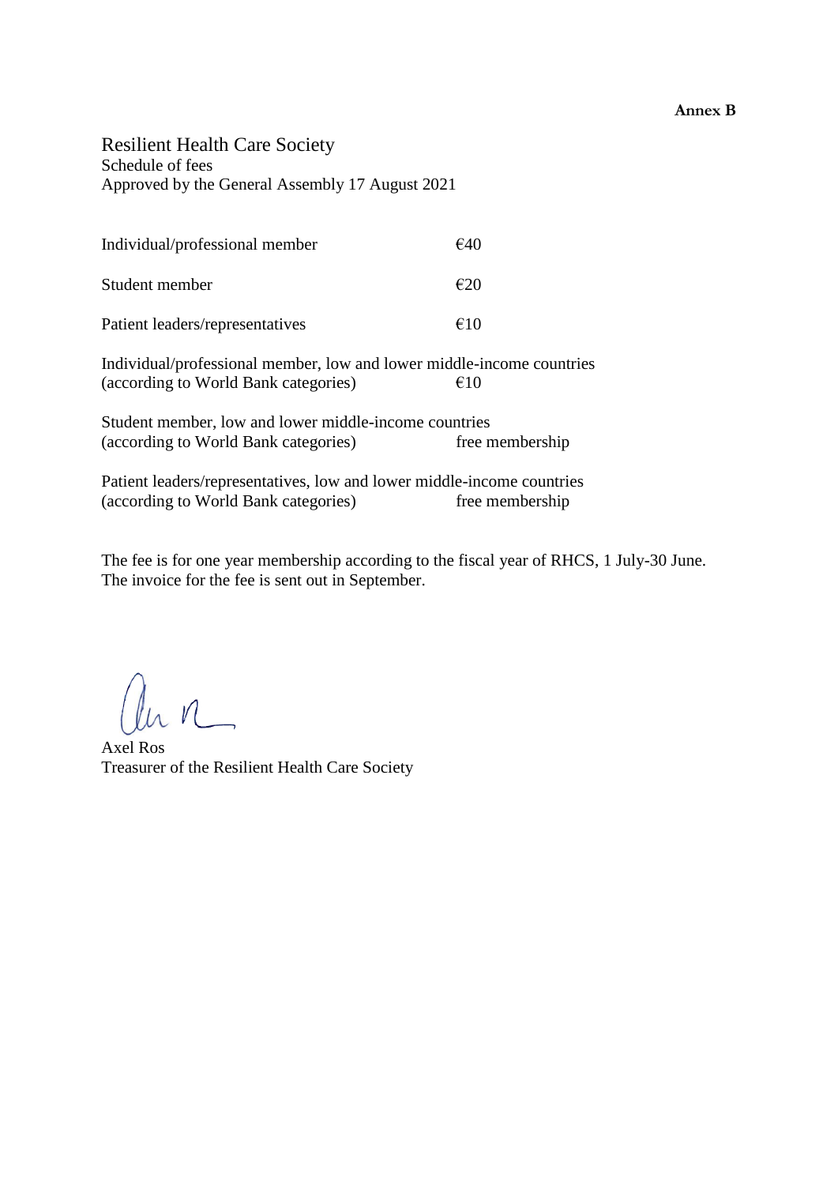**Annex B**

Resilient Health Care Society
Schedule of fees
Approved by the General Assembly 17 August 2021

| | |
|---|---|
| Individual/professional member | €40 |
| Student member | €20 |
| Patient leaders/representatives | €10 |
| Individual/professional member, low and lower middle-income countries (according to World Bank categories) | €10 |
| Student member, low and lower middle-income countries (according to World Bank categories) | free membership |
| Patient leaders/representatives, low and lower middle-income countries (according to World Bank categories) | free membership |

The fee is for one year membership according to the fiscal year of RHCS, 1 July-30 June.
The invoice for the fee is sent out in September.

Axel Ros
Treasurer of the Resilient Health Care Society